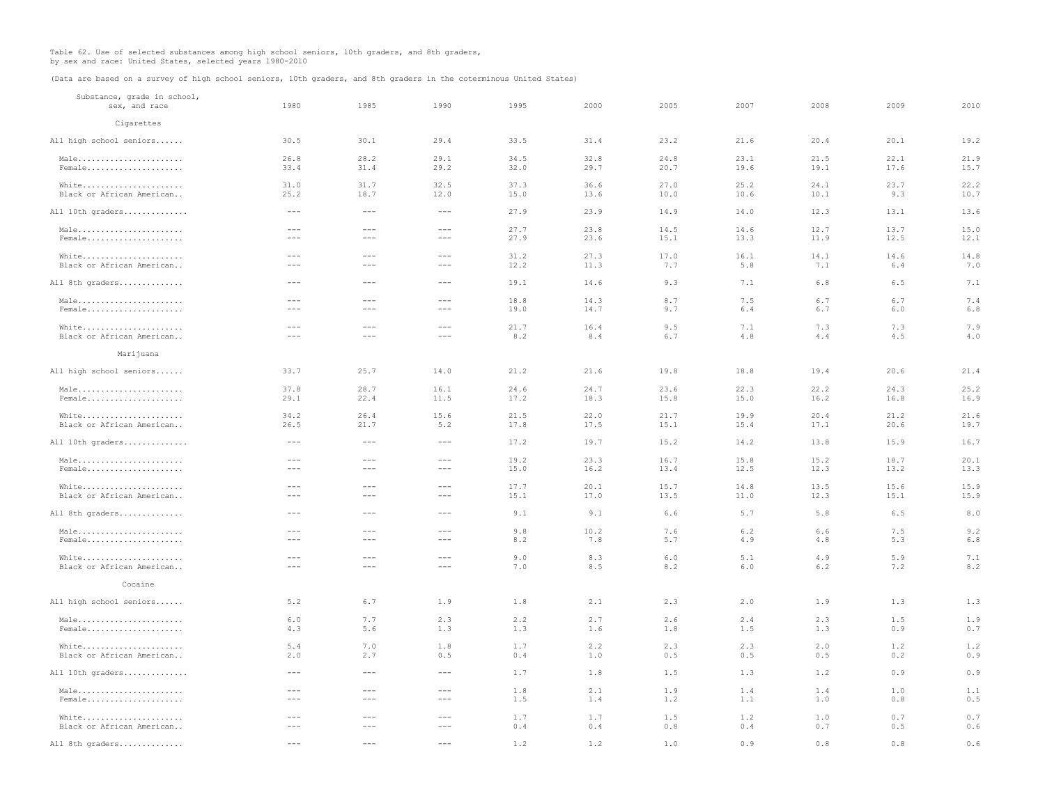Table 62. Use of selected substances among high school seniors, 10th graders, and 8th graders, by sex and race: United States, selected years 1980-2010

(Data are based on a survey of high school seniors, 10th graders, and 8th graders in the coterminous United States)

| Substance, grade in school, sex, and race | 1980 | 1985 | 1990 | 1995 | 2000 | 2005 | 2007 | 2008 | 2009 | 2010 |
|---|---|---|---|---|---|---|---|---|---|---|
| **Cigarettes** | | | | | | | | | | |
| All high school seniors...... | 30.5 | 30.1 | 29.4 | 33.5 | 31.4 | 23.2 | 21.6 | 20.4 | 20.1 | 19.2 |
| Male....................... | 26.8 | 28.2 | 29.1 | 34.5 | 32.8 | 24.8 | 23.1 | 21.5 | 22.1 | 21.9 |
| Female..................... | 33.4 | 31.4 | 29.2 | 32.0 | 29.7 | 20.7 | 19.6 | 19.1 | 17.6 | 15.7 |
| White...................... | 31.0 | 31.7 | 32.5 | 37.3 | 36.6 | 27.0 | 25.2 | 24.1 | 23.7 | 22.2 |
| Black or African American.. | 25.2 | 18.7 | 12.0 | 15.0 | 13.6 | 10.0 | 10.6 | 10.1 | 9.3 | 10.7 |
| All 10th graders............. | --- | --- | --- | 27.9 | 23.9 | 14.9 | 14.0 | 12.3 | 13.1 | 13.6 |
| Male....................... | --- | --- | --- | 27.7 | 23.8 | 14.5 | 14.6 | 12.7 | 13.7 | 15.0 |
| Female..................... | --- | --- | --- | 27.9 | 23.6 | 15.1 | 13.3 | 11.9 | 12.5 | 12.1 |
| White...................... | --- | --- | --- | 31.2 | 27.3 | 17.0 | 16.1 | 14.1 | 14.6 | 14.8 |
| Black or African American.. | --- | --- | --- | 12.2 | 11.3 | 7.7 | 5.8 | 7.1 | 6.4 | 7.0 |
| All 8th graders............. | --- | --- | --- | 19.1 | 14.6 | 9.3 | 7.1 | 6.8 | 6.5 | 7.1 |
| Male....................... | --- | --- | --- | 18.8 | 14.3 | 8.7 | 7.5 | 6.7 | 6.7 | 7.4 |
| Female..................... | --- | --- | --- | 19.0 | 14.7 | 9.7 | 6.4 | 6.7 | 6.0 | 6.8 |
| White...................... | --- | --- | --- | 21.7 | 16.4 | 9.5 | 7.1 | 7.3 | 7.3 | 7.9 |
| Black or African American.. | --- | --- | --- | 8.2 | 8.4 | 6.7 | 4.8 | 4.4 | 4.5 | 4.0 |
| **Marijuana** | | | | | | | | | | |
| All high school seniors...... | 33.7 | 25.7 | 14.0 | 21.2 | 21.6 | 19.8 | 18.8 | 19.4 | 20.6 | 21.4 |
| Male....................... | 37.8 | 28.7 | 16.1 | 24.6 | 24.7 | 23.6 | 22.3 | 22.2 | 24.3 | 25.2 |
| Female..................... | 29.1 | 22.4 | 11.5 | 17.2 | 18.3 | 15.8 | 15.0 | 16.2 | 16.8 | 16.9 |
| White...................... | 34.2 | 26.4 | 15.6 | 21.5 | 22.0 | 21.7 | 19.9 | 20.4 | 21.2 | 21.6 |
| Black or African American.. | 26.5 | 21.7 | 5.2 | 17.8 | 17.5 | 15.1 | 15.4 | 17.1 | 20.6 | 19.7 |
| All 10th graders............. | --- | --- | --- | 17.2 | 19.7 | 15.2 | 14.2 | 13.8 | 15.9 | 16.7 |
| Male....................... | --- | --- | --- | 19.2 | 23.3 | 16.7 | 15.8 | 15.2 | 18.7 | 20.1 |
| Female..................... | --- | --- | --- | 15.0 | 16.2 | 13.4 | 12.5 | 12.3 | 13.2 | 13.3 |
| White...................... | --- | --- | --- | 17.7 | 20.1 | 15.7 | 14.8 | 13.5 | 15.6 | 15.9 |
| Black or African American.. | --- | --- | --- | 15.1 | 17.0 | 13.5 | 11.0 | 12.3 | 15.1 | 15.9 |
| All 8th graders............. | --- | --- | --- | 9.1 | 9.1 | 6.6 | 5.7 | 5.8 | 6.5 | 8.0 |
| Male....................... | --- | --- | --- | 9.8 | 10.2 | 7.6 | 6.2 | 6.6 | 7.5 | 9.2 |
| Female..................... | --- | --- | --- | 8.2 | 7.8 | 5.7 | 4.9 | 4.8 | 5.3 | 6.8 |
| White...................... | --- | --- | --- | 9.0 | 8.3 | 6.0 | 5.1 | 4.9 | 5.9 | 7.1 |
| Black or African American.. | --- | --- | --- | 7.0 | 8.5 | 8.2 | 6.0 | 6.2 | 7.2 | 8.2 |
| **Cocaine** | | | | | | | | | | |
| All high school seniors...... | 5.2 | 6.7 | 1.9 | 1.8 | 2.1 | 2.3 | 2.0 | 1.9 | 1.3 | 1.3 |
| Male....................... | 6.0 | 7.7 | 2.3 | 2.2 | 2.7 | 2.6 | 2.4 | 2.3 | 1.5 | 1.9 |
| Female..................... | 4.3 | 5.6 | 1.3 | 1.3 | 1.6 | 1.8 | 1.5 | 1.3 | 0.9 | 0.7 |
| White...................... | 5.4 | 7.0 | 1.8 | 1.7 | 2.2 | 2.3 | 2.3 | 2.0 | 1.2 | 1.2 |
| Black or African American.. | 2.0 | 2.7 | 0.5 | 0.4 | 1.0 | 0.5 | 0.5 | 0.5 | 0.2 | 0.9 |
| All 10th graders............. | --- | --- | --- | 1.7 | 1.8 | 1.5 | 1.3 | 1.2 | 0.9 | 0.9 |
| Male....................... | --- | --- | --- | 1.8 | 2.1 | 1.9 | 1.4 | 1.4 | 1.0 | 1.1 |
| Female..................... | --- | --- | --- | 1.5 | 1.4 | 1.2 | 1.1 | 1.0 | 0.8 | 0.5 |
| White...................... | --- | --- | --- | 1.7 | 1.7 | 1.5 | 1.2 | 1.0 | 0.7 | 0.7 |
| Black or African American.. | --- | --- | --- | 0.4 | 0.4 | 0.8 | 0.4 | 0.7 | 0.5 | 0.6 |
| All 8th graders............. | --- | --- | --- | 1.2 | 1.2 | 1.0 | 0.9 | 0.8 | 0.8 | 0.6 |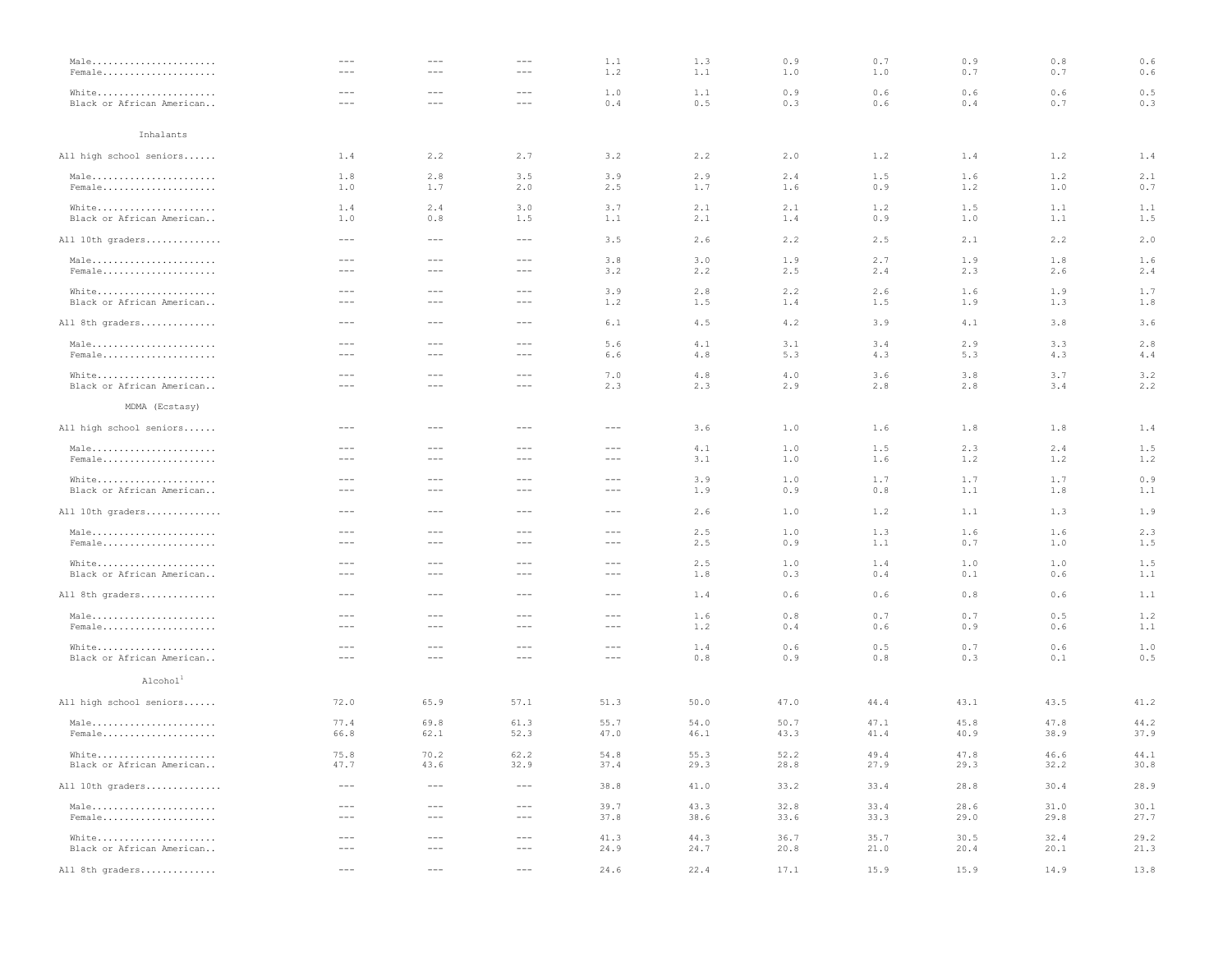| | | | | | | | | | | |
|---|---|---|---|---|---|---|---|---|---|---|
| Male...................... | --- | --- | --- | 1.1 | 1.3 | 0.9 | 0.7 | 0.9 | 0.8 | 0.6 |
| Female.................... | --- | --- | --- | 1.2 | 1.1 | 1.0 | 1.0 | 0.7 | 0.7 | 0.6 |
| White..................... | --- | --- | --- | 1.0 | 1.1 | 0.9 | 0.6 | 0.6 | 0.6 | 0.5 |
| Black or African American.. | --- | --- | --- | 0.4 | 0.5 | 0.3 | 0.6 | 0.4 | 0.7 | 0.3 |
| **Inhalants** | | | | | | | | | | |
| All high school seniors...... | 1.4 | 2.2 | 2.7 | 3.2 | 2.2 | 2.0 | 1.2 | 1.4 | 1.2 | 1.4 |
| Male...................... | 1.8 | 2.8 | 3.5 | 3.9 | 2.9 | 2.4 | 1.5 | 1.6 | 1.2 | 2.1 |
| Female.................... | 1.0 | 1.7 | 2.0 | 2.5 | 1.7 | 1.6 | 0.9 | 1.2 | 1.0 | 0.7 |
| White..................... | 1.4 | 2.4 | 3.0 | 3.7 | 2.1 | 2.1 | 1.2 | 1.5 | 1.1 | 1.1 |
| Black or African American.. | 1.0 | 0.8 | 1.5 | 1.1 | 2.1 | 1.4 | 0.9 | 1.0 | 1.1 | 1.5 |
| All 10th graders............. | --- | --- | --- | 3.5 | 2.6 | 2.2 | 2.5 | 2.1 | 2.2 | 2.0 |
| Male...................... | --- | --- | --- | 3.8 | 3.0 | 1.9 | 2.7 | 1.9 | 1.8 | 1.6 |
| Female.................... | --- | --- | --- | 3.2 | 2.2 | 2.5 | 2.4 | 2.3 | 2.6 | 2.4 |
| White..................... | --- | --- | --- | 3.9 | 2.8 | 2.2 | 2.6 | 1.6 | 1.9 | 1.7 |
| Black or African American.. | --- | --- | --- | 1.2 | 1.5 | 1.4 | 1.5 | 1.9 | 1.3 | 1.8 |
| All 8th graders............. | --- | --- | --- | 6.1 | 4.5 | 4.2 | 3.9 | 4.1 | 3.8 | 3.6 |
| Male...................... | --- | --- | --- | 5.6 | 4.1 | 3.1 | 3.4 | 2.9 | 3.3 | 2.8 |
| Female.................... | --- | --- | --- | 6.6 | 4.8 | 5.3 | 4.3 | 5.3 | 4.3 | 4.4 |
| White..................... | --- | --- | --- | 7.0 | 4.8 | 4.0 | 3.6 | 3.8 | 3.7 | 3.2 |
| Black or African American.. | --- | --- | --- | 2.3 | 2.3 | 2.9 | 2.8 | 2.8 | 3.4 | 2.2 |
| **MDMA (Ecstasy)** | | | | | | | | | | |
| All high school seniors...... | --- | --- | --- | --- | 3.6 | 1.0 | 1.6 | 1.8 | 1.8 | 1.4 |
| Male...................... | --- | --- | --- | --- | 4.1 | 1.0 | 1.5 | 2.3 | 2.4 | 1.5 |
| Female.................... | --- | --- | --- | --- | 3.1 | 1.0 | 1.6 | 1.2 | 1.2 | 1.2 |
| White..................... | --- | --- | --- | --- | 3.9 | 1.0 | 1.7 | 1.7 | 1.7 | 0.9 |
| Black or African American.. | --- | --- | --- | --- | 1.9 | 0.9 | 0.8 | 1.1 | 1.8 | 1.1 |
| All 10th graders............. | --- | --- | --- | --- | 2.6 | 1.0 | 1.2 | 1.1 | 1.3 | 1.9 |
| Male...................... | --- | --- | --- | --- | 2.5 | 1.0 | 1.3 | 1.6 | 1.6 | 2.3 |
| Female.................... | --- | --- | --- | --- | 2.5 | 0.9 | 1.1 | 0.7 | 1.0 | 1.5 |
| White..................... | --- | --- | --- | --- | 2.5 | 1.0 | 1.4 | 1.0 | 1.0 | 1.5 |
| Black or African American.. | --- | --- | --- | --- | 1.8 | 0.3 | 0.4 | 0.1 | 0.6 | 1.1 |
| All 8th graders............. | --- | --- | --- | --- | 1.4 | 0.6 | 0.6 | 0.8 | 0.6 | 1.1 |
| Male...................... | --- | --- | --- | --- | 1.6 | 0.8 | 0.7 | 0.7 | 0.5 | 1.2 |
| Female.................... | --- | --- | --- | --- | 1.2 | 0.4 | 0.6 | 0.9 | 0.6 | 1.1 |
| White..................... | --- | --- | --- | --- | 1.4 | 0.6 | 0.5 | 0.7 | 0.6 | 1.0 |
| Black or African American.. | --- | --- | --- | --- | 0.8 | 0.9 | 0.8 | 0.3 | 0.1 | 0.5 |
| **Alcohol[1]** | | | | | | | | | | |
| All high school seniors...... | 72.0 | 65.9 | 57.1 | 51.3 | 50.0 | 47.0 | 44.4 | 43.1 | 43.5 | 41.2 |
| Male...................... | 77.4 | 69.8 | 61.3 | 55.7 | 54.0 | 50.7 | 47.1 | 45.8 | 47.8 | 44.2 |
| Female.................... | 66.8 | 62.1 | 52.3 | 47.0 | 46.1 | 43.3 | 41.4 | 40.9 | 38.9 | 37.9 |
| White..................... | 75.8 | 70.2 | 62.2 | 54.8 | 55.3 | 52.2 | 49.4 | 47.8 | 46.6 | 44.1 |
| Black or African American.. | 47.7 | 43.6 | 32.9 | 37.4 | 29.3 | 28.8 | 27.9 | 29.3 | 32.2 | 30.8 |
| All 10th graders............. | --- | --- | --- | 38.8 | 41.0 | 33.2 | 33.4 | 28.8 | 30.4 | 28.9 |
| Male...................... | --- | --- | --- | 39.7 | 43.3 | 32.8 | 33.4 | 28.6 | 31.0 | 30.1 |
| Female.................... | --- | --- | --- | 37.8 | 38.6 | 33.6 | 33.3 | 29.0 | 29.8 | 27.7 |
| White..................... | --- | --- | --- | 41.3 | 44.3 | 36.7 | 35.7 | 30.5 | 32.4 | 29.2 |
| Black or African American.. | --- | --- | --- | 24.9 | 24.7 | 20.8 | 21.0 | 20.4 | 20.1 | 21.3 |
| All 8th graders............. | --- | --- | --- | 24.6 | 22.4 | 17.1 | 15.9 | 15.9 | 14.9 | 13.8 |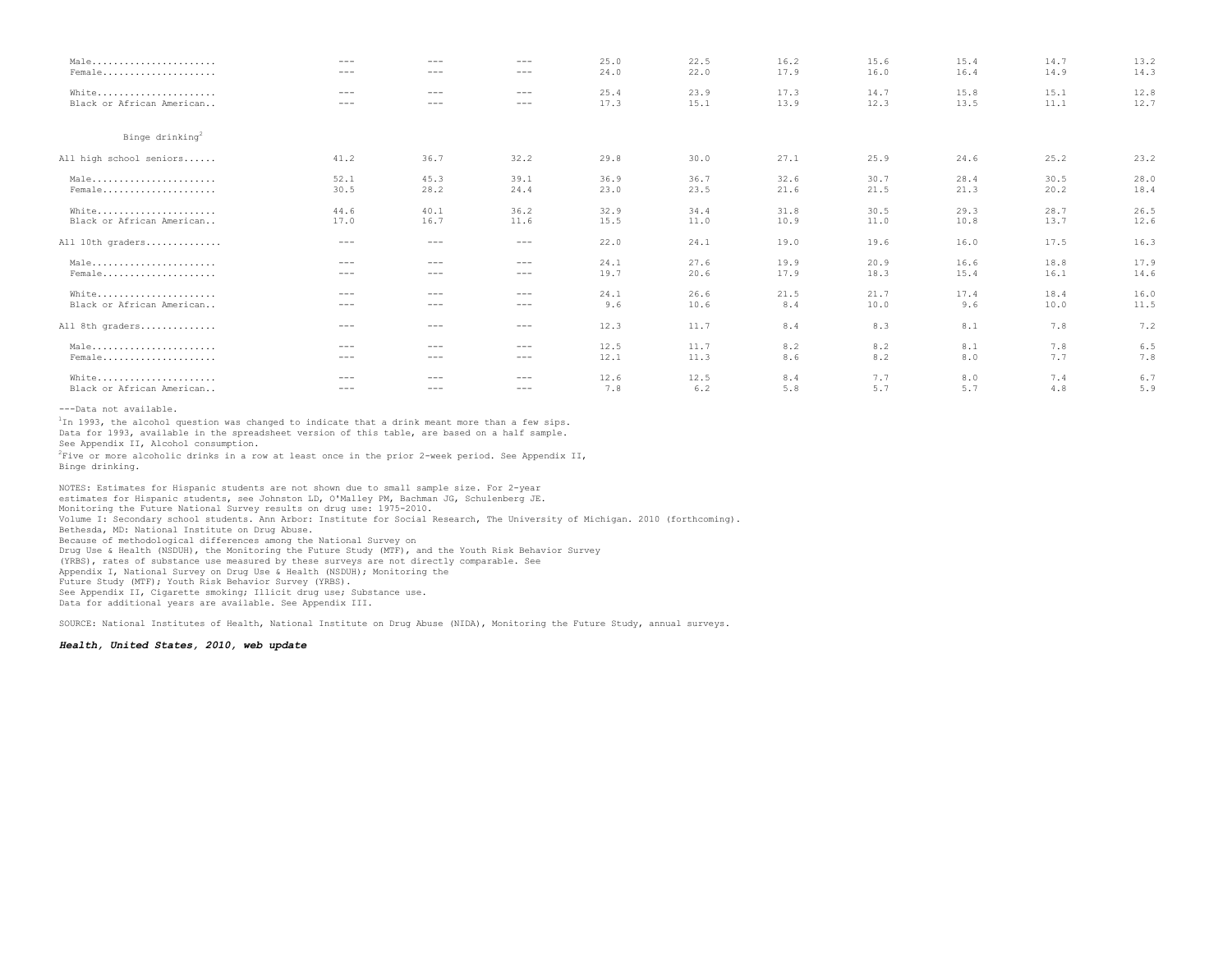| | | | | | | | | | | |
|---|---|---|---|---|---|---|---|---|---|---|
| Male...................... | --- | --- | --- | 25.0 | 22.5 | 16.2 | 15.6 | 15.4 | 14.7 | 13.2 |
| Female.................... | --- | --- | --- | 24.0 | 22.0 | 17.9 | 16.0 | 16.4 | 14.9 | 14.3 |
| White..................... | --- | --- | --- | 25.4 | 23.9 | 17.3 | 14.7 | 15.8 | 15.1 | 12.8 |
| Black or African American.. | --- | --- | --- | 17.3 | 15.1 | 13.9 | 12.3 | 13.5 | 11.1 | 12.7 |
| Binge drinking[2] | | | | | | | | | | |
| All high school seniors...... | 41.2 | 36.7 | 32.2 | 29.8 | 30.0 | 27.1 | 25.9 | 24.6 | 25.2 | 23.2 |
| Male...................... | 52.1 | 45.3 | 39.1 | 36.9 | 36.7 | 32.6 | 30.7 | 28.4 | 30.5 | 28.0 |
| Female.................... | 30.5 | 28.2 | 24.4 | 23.0 | 23.5 | 21.6 | 21.5 | 21.3 | 20.2 | 18.4 |
| White..................... | 44.6 | 40.1 | 36.2 | 32.9 | 34.4 | 31.8 | 30.5 | 29.3 | 28.7 | 26.5 |
| Black or African American.. | 17.0 | 16.7 | 11.6 | 15.5 | 11.0 | 10.9 | 11.0 | 10.8 | 13.7 | 12.6 |
| All 10th graders............. | --- | --- | --- | 22.0 | 24.1 | 19.0 | 19.6 | 16.0 | 17.5 | 16.3 |
| Male...................... | --- | --- | --- | 24.1 | 27.6 | 19.9 | 20.9 | 16.6 | 18.8 | 17.9 |
| Female.................... | --- | --- | --- | 19.7 | 20.6 | 17.9 | 18.3 | 15.4 | 16.1 | 14.6 |
| White..................... | --- | --- | --- | 24.1 | 26.6 | 21.5 | 21.7 | 17.4 | 18.4 | 16.0 |
| Black or African American.. | --- | --- | --- | 9.6 | 10.6 | 8.4 | 10.0 | 9.6 | 10.0 | 11.5 |
| All 8th graders............. | --- | --- | --- | 12.3 | 11.7 | 8.4 | 8.3 | 8.1 | 7.8 | 7.2 |
| Male...................... | --- | --- | --- | 12.5 | 11.7 | 8.2 | 8.2 | 8.1 | 7.8 | 6.5 |
| Female.................... | --- | --- | --- | 12.1 | 11.3 | 8.6 | 8.2 | 8.0 | 7.7 | 7.8 |
| White..................... | --- | --- | --- | 12.6 | 12.5 | 8.4 | 7.7 | 8.0 | 7.4 | 6.7 |
| Black or African American.. | --- | --- | --- | 7.8 | 6.2 | 5.8 | 5.7 | 5.7 | 4.8 | 5.9 |

---Data not available.

[1]In 1993, the alcohol question was changed to indicate that a drink meant more than a few sips.
Data for 1993, available in the spreadsheet version of this table, are based on a half sample.
See Appendix II, Alcohol consumption.

[2]Five or more alcoholic drinks in a row at least once in the prior 2-week period. See Appendix II,
Binge drinking.

NOTES: Estimates for Hispanic students are not shown due to small sample size. For 2-year
estimates for Hispanic students, see Johnston LD, O'Malley PM, Bachman JG, Schulenberg JE.
Monitoring the Future National Survey results on drug use: 1975-2010.
Volume I: Secondary school students. Ann Arbor: Institute for Social Research, The University of Michigan. 2010 (forthcoming).
Bethesda, MD: National Institute on Drug Abuse.
Because of methodological differences among the National Survey on
Drug Use & Health (NSDUH), the Monitoring the Future Study (MTF), and the Youth Risk Behavior Survey
(YRBS), rates of substance use measured by these surveys are not directly comparable. See
Appendix I, National Survey on Drug Use & Health (NSDUH); Monitoring the
Future Study (MTF); Youth Risk Behavior Survey (YRBS).
See Appendix II, Cigarette smoking; Illicit drug use; Substance use.
Data for additional years are available. See Appendix III.

SOURCE: National Institutes of Health, National Institute on Drug Abuse (NIDA), Monitoring the Future Study, annual surveys.

***Health, United States, 2010, web update***